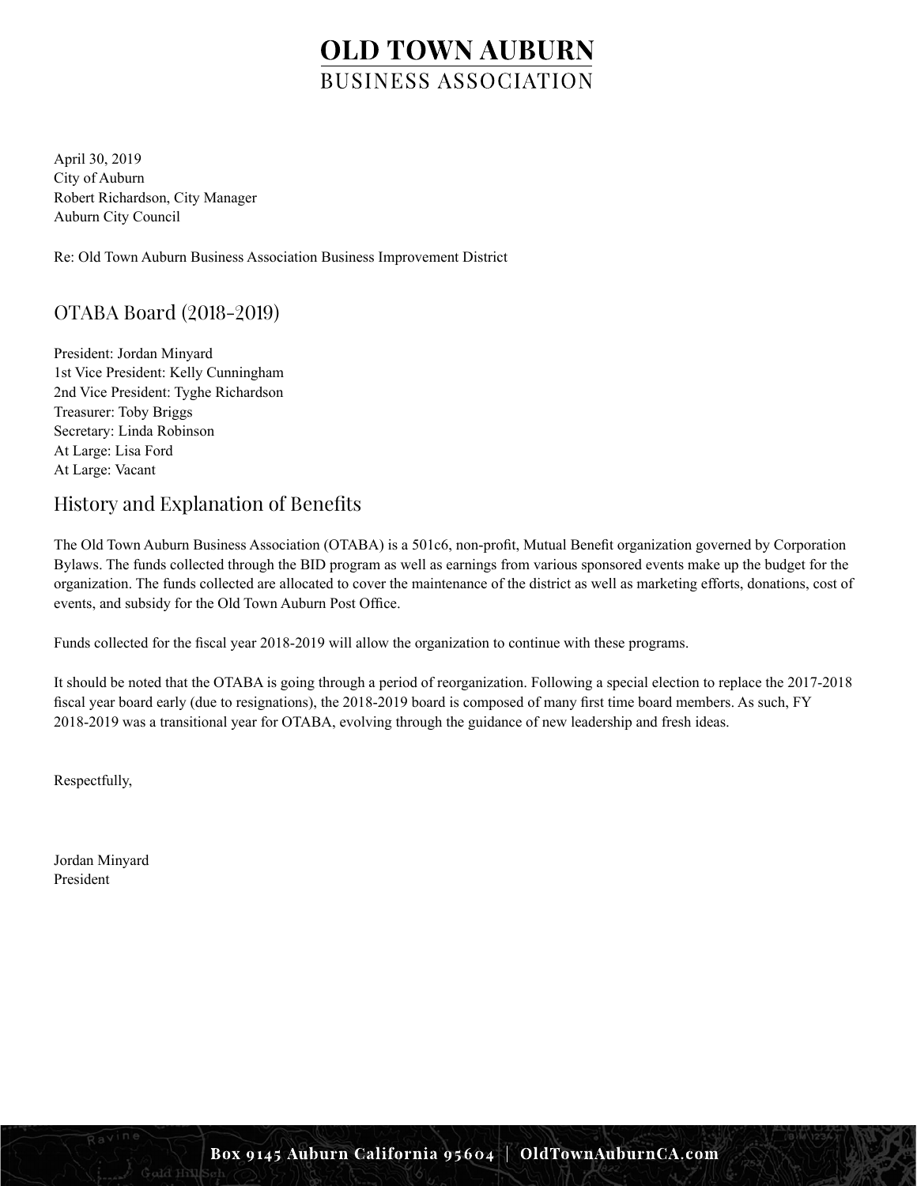# OLD TOWN AUBURN
## BUSINESS ASSOCIATION

April 30, 2019
City of Auburn
Robert Richardson, City Manager
Auburn City Council

Re: Old Town Auburn Business Association Business Improvement District

## OTABA Board (2018-2019)

President: Jordan Minyard
1st Vice President: Kelly Cunningham
2nd Vice President: Tyghe Richardson
Treasurer: Toby Briggs
Secretary: Linda Robinson
At Large: Lisa Ford
At Large: Vacant

## History and Explanation of Benefits

The Old Town Auburn Business Association (OTABA) is a 501c6, non-profit, Mutual Benefit organization governed by Corporation Bylaws. The funds collected through the BID program as well as earnings from various sponsored events make up the budget for the organization. The funds collected are allocated to cover the maintenance of the district as well as marketing efforts, donations, cost of events, and subsidy for the Old Town Auburn Post Office.

Funds collected for the fiscal year 2018-2019 will allow the organization to continue with these programs.

It should be noted that the OTABA is going through a period of reorganization. Following a special election to replace the 2017-2018 fiscal year board early (due to resignations), the 2018-2019 board is composed of many first time board members. As such, FY 2018-2019 was a transitional year for OTABA, evolving through the guidance of new leadership and fresh ideas.

Respectfully,

Jordan Minyard
President

Box 9145 Auburn California 95604 | OldTownAuburnCA.com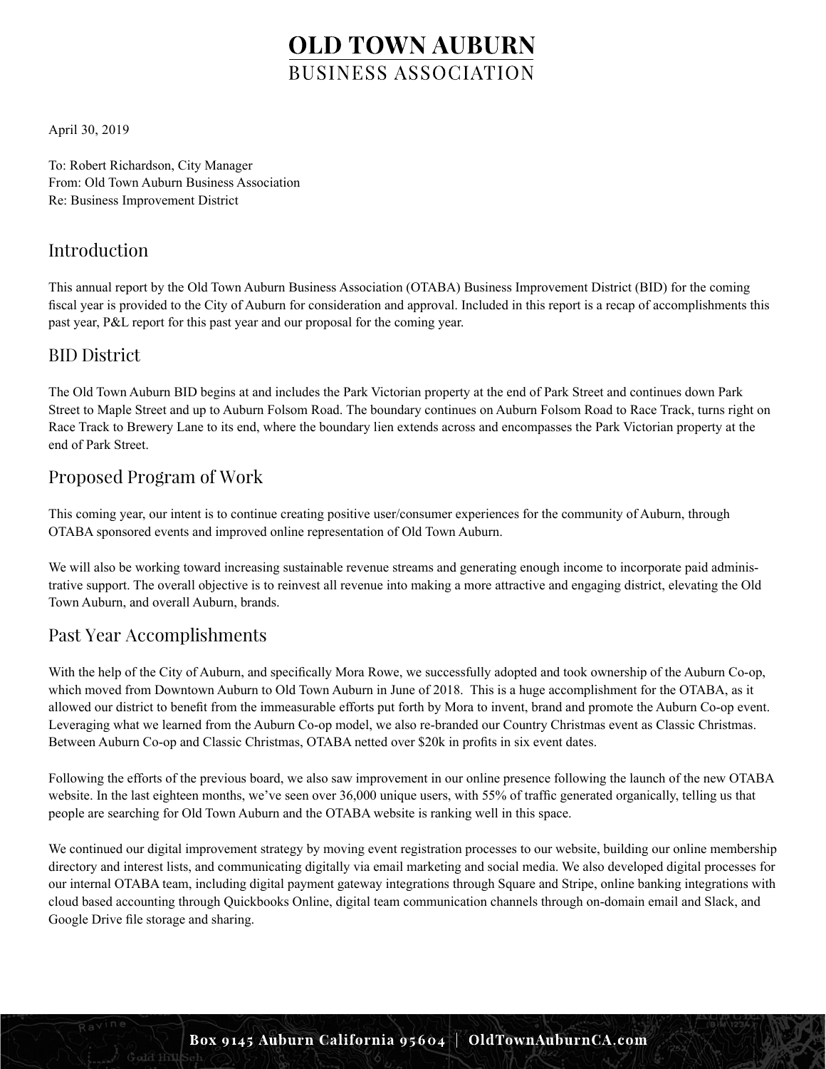# OLD TOWN AUBURN
## BUSINESS ASSOCIATION

April 30, 2019

To: Robert Richardson, City Manager
From: Old Town Auburn Business Association
Re: Business Improvement District

## Introduction

This annual report by the Old Town Auburn Business Association (OTABA) Business Improvement District (BID) for the coming fiscal year is provided to the City of Auburn for consideration and approval. Included in this report is a recap of accomplishments this past year, P&L report for this past year and our proposal for the coming year.

## BID District

The Old Town Auburn BID begins at and includes the Park Victorian property at the end of Park Street and continues down Park Street to Maple Street and up to Auburn Folsom Road. The boundary continues on Auburn Folsom Road to Race Track, turns right on Race Track to Brewery Lane to its end, where the boundary lien extends across and encompasses the Park Victorian property at the end of Park Street.

## Proposed Program of Work

This coming year, our intent is to continue creating positive user/consumer experiences for the community of Auburn, through OTABA sponsored events and improved online representation of Old Town Auburn.

We will also be working toward increasing sustainable revenue streams and generating enough income to incorporate paid administrative support. The overall objective is to reinvest all revenue into making a more attractive and engaging district, elevating the Old Town Auburn, and overall Auburn, brands.

## Past Year Accomplishments

With the help of the City of Auburn, and specifically Mora Rowe, we successfully adopted and took ownership of the Auburn Co-op, which moved from Downtown Auburn to Old Town Auburn in June of 2018. This is a huge accomplishment for the OTABA, as it allowed our district to benefit from the immeasurable efforts put forth by Mora to invent, brand and promote the Auburn Co-op event. Leveraging what we learned from the Auburn Co-op model, we also re-branded our Country Christmas event as Classic Christmas. Between Auburn Co-op and Classic Christmas, OTABA netted over $20k in profits in six event dates.

Following the efforts of the previous board, we also saw improvement in our online presence following the launch of the new OTABA website. In the last eighteen months, we've seen over 36,000 unique users, with 55% of traffic generated organically, telling us that people are searching for Old Town Auburn and the OTABA website is ranking well in this space.

We continued our digital improvement strategy by moving event registration processes to our website, building our online membership directory and interest lists, and communicating digitally via email marketing and social media. We also developed digital processes for our internal OTABA team, including digital payment gateway integrations through Square and Stripe, online banking integrations with cloud based accounting through Quickbooks Online, digital team communication channels through on-domain email and Slack, and Google Drive file storage and sharing.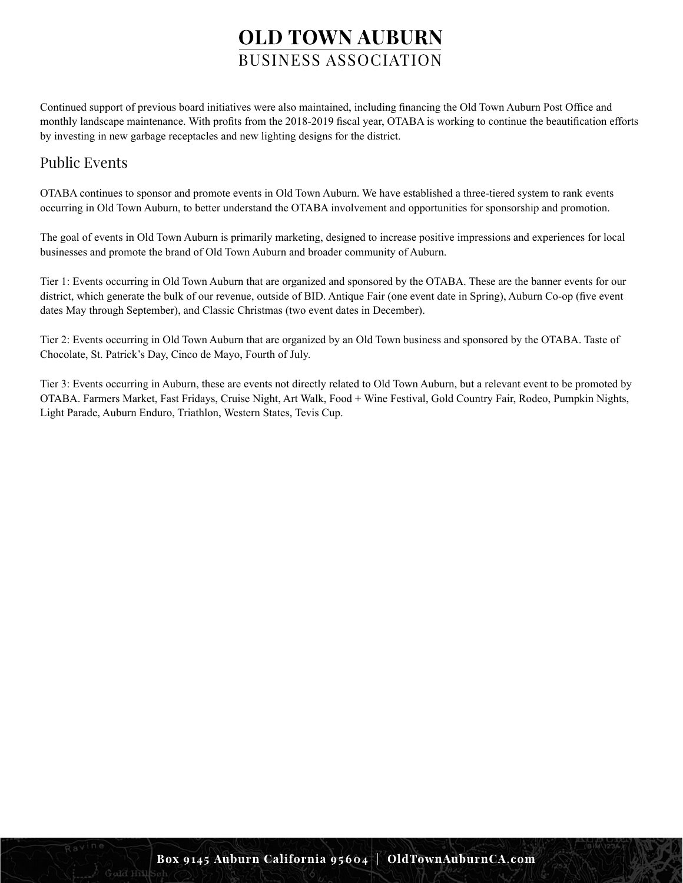Continued support of previous board initiatives were also maintained, including financing the Old Town Auburn Post Office and monthly landscape maintenance. With profits from the 2018-2019 fiscal year, OTABA is working to continue the beautification efforts by investing in new garbage receptacles and new lighting designs for the district.

## Public Events

OTABA continues to sponsor and promote events in Old Town Auburn. We have established a three-tiered system to rank events occurring in Old Town Auburn, to better understand the OTABA involvement and opportunities for sponsorship and promotion.

The goal of events in Old Town Auburn is primarily marketing, designed to increase positive impressions and experiences for local businesses and promote the brand of Old Town Auburn and broader community of Auburn.

Tier 1: Events occurring in Old Town Auburn that are organized and sponsored by the OTABA. These are the banner events for our district, which generate the bulk of our revenue, outside of BID. Antique Fair (one event date in Spring), Auburn Co-op (five event dates May through September), and Classic Christmas (two event dates in December).

Tier 2: Events occurring in Old Town Auburn that are organized by an Old Town business and sponsored by the OTABA. Taste of Chocolate, St. Patrick's Day, Cinco de Mayo, Fourth of July.

Tier 3: Events occurring in Auburn, these are events not directly related to Old Town Auburn, but a relevant event to be promoted by OTABA. Farmers Market, Fast Fridays, Cruise Night, Art Walk, Food + Wine Festival, Gold Country Fair, Rodeo, Pumpkin Nights, Light Parade, Auburn Enduro, Triathlon, Western States, Tevis Cup.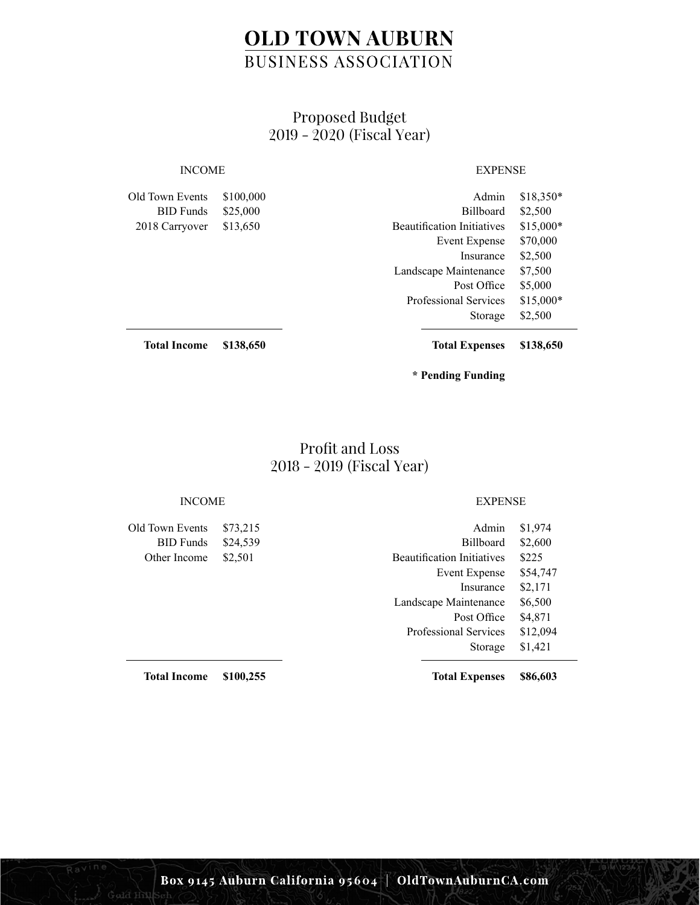# OLD TOWN AUBURN
## BUSINESS ASSOCIATION

### Proposed Budget
### 2019 - 2020 (Fiscal Year)

| INCOME | |
|---|---|
| Old Town Events | $100,000 |
| BID Funds | $25,000 |
| 2018 Carryover | $13,650 |
| **Total Income** | **$138,650** |

| EXPENSE | |
|---|---|
| Admin | $18,350* |
| Billboard | $2,500 |
| Beautification Initiatives | $15,000* |
| Event Expense | $70,000 |
| Insurance | $2,500 |
| Landscape Maintenance | $7,500 |
| Post Office | $5,000 |
| Professional Services | $15,000* |
| Storage | $2,500 |
| **Total Expenses** | **$138,650** |

**\* Pending Funding**

### Profit and Loss
### 2018 - 2019 (Fiscal Year)

| INCOME | |
|---|---|
| Old Town Events | $73,215 |
| BID Funds | $24,539 |
| Other Income | $2,501 |
| **Total Income** | **$100,255** |

| EXPENSE | |
|---|---|
| Admin | $1,974 |
| Billboard | $2,600 |
| Beautification Initiatives | $225 |
| Event Expense | $54,747 |
| Insurance | $2,171 |
| Landscape Maintenance | $6,500 |
| Post Office | $4,871 |
| Professional Services | $12,094 |
| Storage | $1,421 |
| **Total Expenses** | **$86,603** |

**Box 9145 Auburn California 95604 | OldTownAuburnCA.com**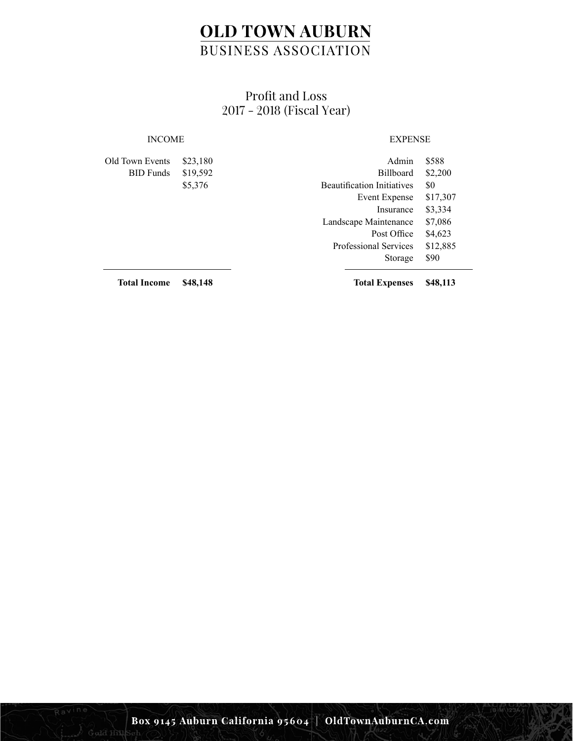# OLD TOWN AUBURN
## BUSINESS ASSOCIATION

### Profit and Loss
### 2017 - 2018 (Fiscal Year)

| INCOME | |
|---|---|
| Old Town Events | $23,180 |
| BID Funds | $19,592 |
| | $5,376 |
| **Total Income** | **$48,148** |

| EXPENSE | |
|---|---|
| Admin | $588 |
| Billboard | $2,200 |
| Beautification Initiatives | $0 |
| Event Expense | $17,307 |
| Insurance | $3,334 |
| Landscape Maintenance | $7,086 |
| Post Office | $4,623 |
| Professional Services | $12,885 |
| Storage | $90 |
| **Total Expenses** | **$48,113** |

Box 9145 Auburn California 95604 | OldTownAuburnCA.com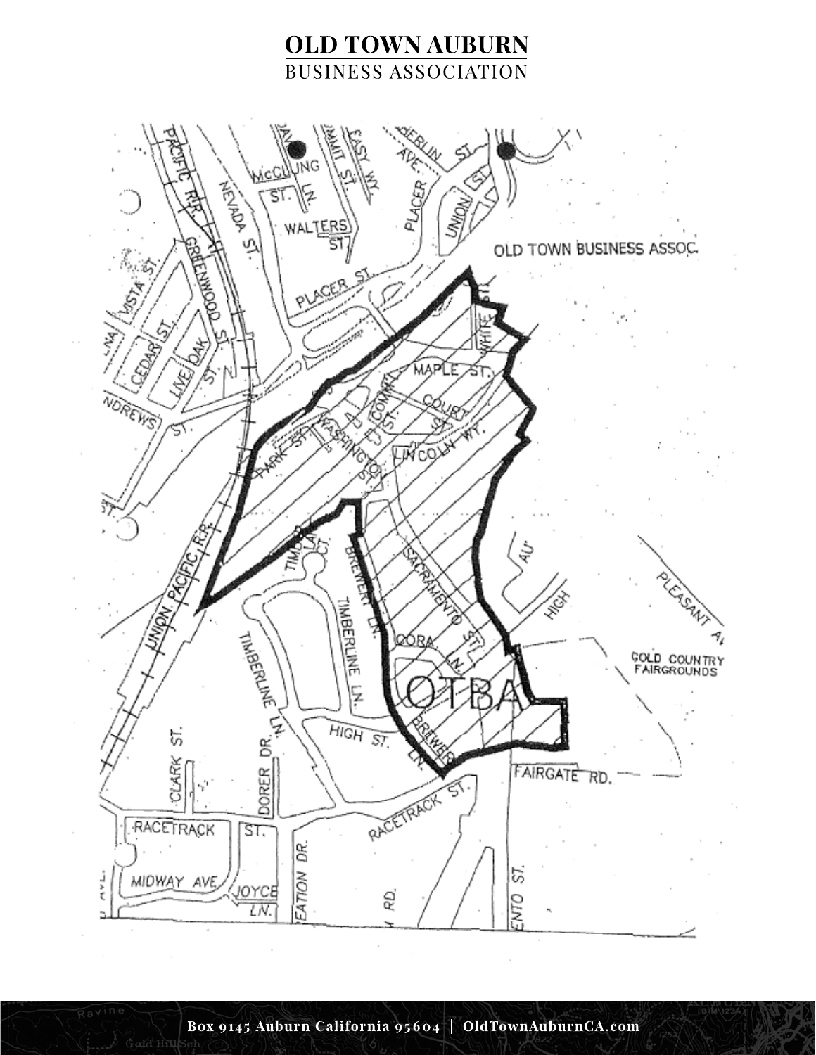# OLD TOWN AUBURN

BUSINESS ASSOCIATION

OLD TOWN BUSINESS ASSOC.

OTBA

PACIFIC RR

NEVADA ST.

McCLUNG

ST.

LN.

SUMMIT ST.

EASY WY.

BERLIN ST.

AVE.

PLACER

UNION ST.

WALTERS ST.

PLACER ST.

VISTA ST.

GREENWOOD ST.

CEDAR ST.

LIVE OAK ST.

ANDREWS ST.

WHITE ST.

MAPLE ST.

COMMERCIAL ST.

COURT ST.

PARK ST.

WASHINGTON ST.

LINCOLN WY.

UNION PACIFIC R.R.

TIMBER LANE CT.

BREWERY LN.

TIMBERLINE LN.

SACRAMENTO ST.

CORA LN.

HIGH

PLEASANT AVE.

GOLD COUNTRY FAIRGROUNDS

TIMBERLINE LN.

HIGH ST.

BREWERY LN.

FAIRGATE RD.

CLARK ST.

DORER DR.

RACETRACK ST.

RACETRACK ST.

MIDWAY AVE.

JOYCE LN.

RECREATION DR.

RD.

SACRAMENTO ST.

Box 9145 Auburn California 95604 | OldTownAuburnCA.com